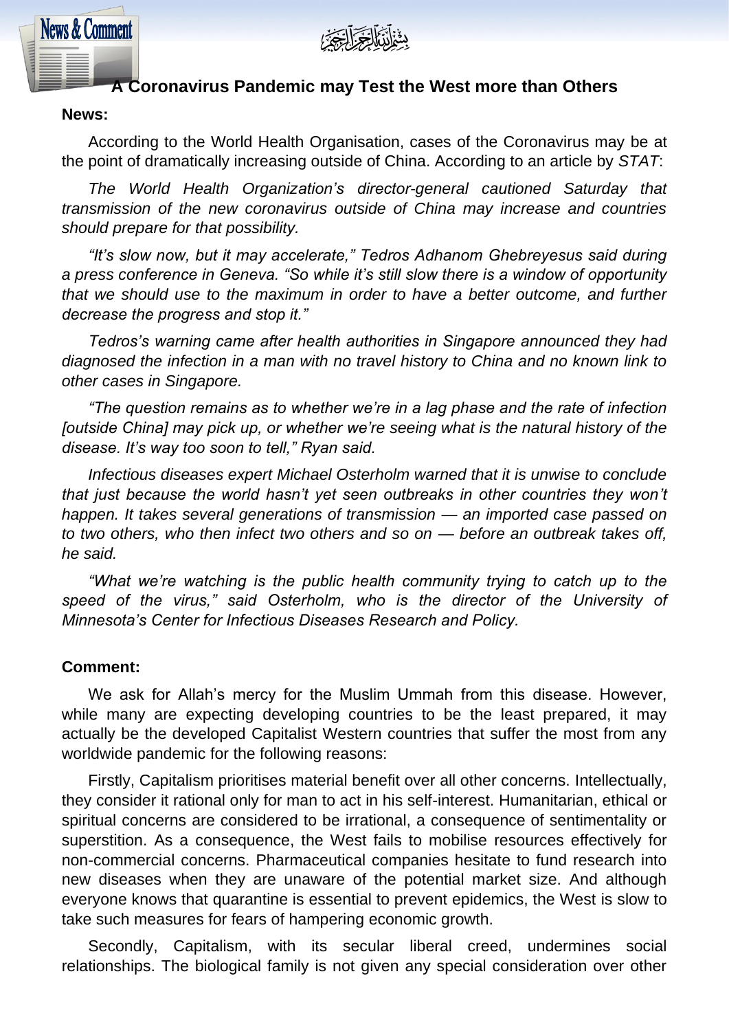بِسْمِ اللَّهِ الرَّحْمَٰنِ الرَّحِيمِ

# A Coronavirus Pandemic may Test the West more than Others

**News:**

According to the World Health Organisation, cases of the Coronavirus may be at the point of dramatically increasing outside of China. According to an article by *STAT*:

*The World Health Organization's director-general cautioned Saturday that transmission of the new coronavirus outside of China may increase and countries should prepare for that possibility.*

*"It's slow now, but it may accelerate," Tedros Adhanom Ghebreyesus said during a press conference in Geneva. "So while it's still slow there is a window of opportunity that we should use to the maximum in order to have a better outcome, and further decrease the progress and stop it."*

*Tedros's warning came after health authorities in Singapore announced they had diagnosed the infection in a man with no travel history to China and no known link to other cases in Singapore.*

*"The question remains as to whether we're in a lag phase and the rate of infection [outside China] may pick up, or whether we're seeing what is the natural history of the disease. It's way too soon to tell," Ryan said.*

*Infectious diseases expert Michael Osterholm warned that it is unwise to conclude that just because the world hasn't yet seen outbreaks in other countries they won't happen. It takes several generations of transmission — an imported case passed on to two others, who then infect two others and so on — before an outbreak takes off, he said.*

*"What we're watching is the public health community trying to catch up to the speed of the virus," said Osterholm, who is the director of the University of Minnesota's Center for Infectious Diseases Research and Policy.*

**Comment:**

We ask for Allah's mercy for the Muslim Ummah from this disease. However, while many are expecting developing countries to be the least prepared, it may actually be the developed Capitalist Western countries that suffer the most from any worldwide pandemic for the following reasons:

Firstly, Capitalism prioritises material benefit over all other concerns. Intellectually, they consider it rational only for man to act in his self-interest. Humanitarian, ethical or spiritual concerns are considered to be irrational, a consequence of sentimentality or superstition. As a consequence, the West fails to mobilise resources effectively for non-commercial concerns. Pharmaceutical companies hesitate to fund research into new diseases when they are unaware of the potential market size. And although everyone knows that quarantine is essential to prevent epidemics, the West is slow to take such measures for fears of hampering economic growth.

Secondly, Capitalism, with its secular liberal creed, undermines social relationships. The biological family is not given any special consideration over other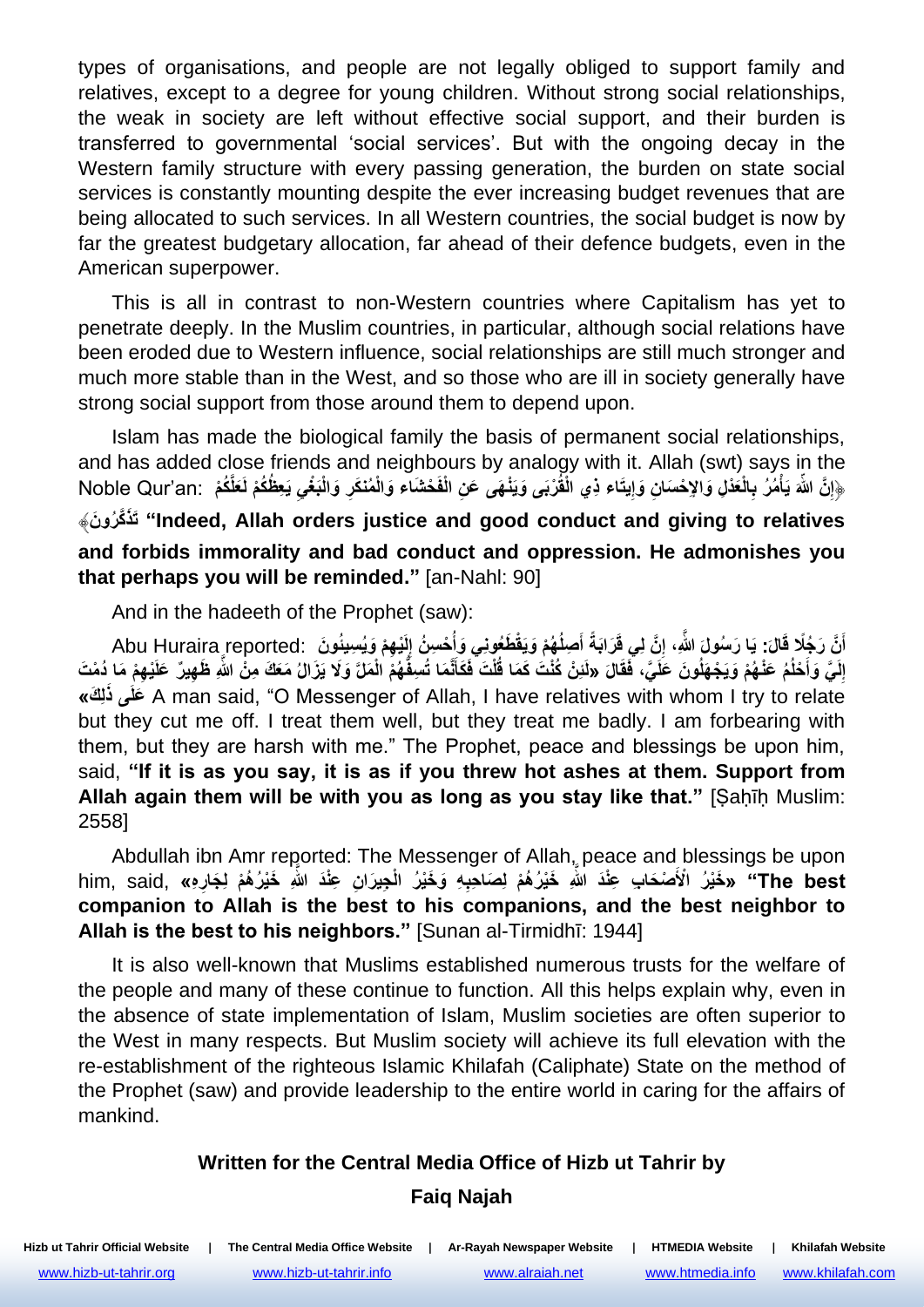types of organisations, and people are not legally obliged to support family and relatives, except to a degree for young children. Without strong social relationships, the weak in society are left without effective social support, and their burden is transferred to governmental 'social services'. But with the ongoing decay in the Western family structure with every passing generation, the burden on state social services is constantly mounting despite the ever increasing budget revenues that are being allocated to such services. In all Western countries, the social budget is now by far the greatest budgetary allocation, far ahead of their defence budgets, even in the American superpower.

This is all in contrast to non-Western countries where Capitalism has yet to penetrate deeply. In the Muslim countries, in particular, although social relations have been eroded due to Western influence, social relationships are still much stronger and much more stable than in the West, and so those who are ill in society generally have strong social support from those around them to depend upon.

Islam has made the biological family the basis of permanent social relationships, and has added close friends and neighbours by analogy with it. Allah (swt) says in the Noble Qur'an: ﴿إِنَّ اللَّهَ يَأْمُرُ بِالْعَدْلِ وَالإِحْسَانِ وَإِيتَاء ذِي الْقُرْبَى وَيَنْهَى عَنِ الْفَحْشَاء وَالْمُنكَرِ وَالْبَغْيِ يَعِظُكُمْ لَعَلَّكُمْ تَذَكَّرُونَ﴾ **"Indeed, Allah orders justice and good conduct and giving to relatives and forbids immorality and bad conduct and oppression. He admonishes you that perhaps you will be reminded."** [an-Nahl: 90]

And in the hadeeth of the Prophet (saw):

Abu Huraira reported: أَنَّ رَجُلًا قَالَ: يَا رَسُولَ اللَّهِ، إِنَّ لِي قَرَابَةً أَصِلُهُمْ وَيَقْطَعُونِي وَأُحْسِنُ إِلَيْهِمْ وَيُسِيئُونَ إِلَيَّ وَأَحْلُمُ عَنْهُمْ وَيَجْهَلُونَ عَلَيَّ، فَقَالَ «لَئِنْ كُنْتَ كَمَا قُلْتَ فَكَأَنَّمَا تُسِفُّهُمُ الْمَلَّ وَلَا يَزَالُ مَعَكَ مِنْ اللَّهِ ظَهِيرٌ عَلَيْهِمْ مَا دُمْتَ عَلَى ذَلِكَ» A man said, "O Messenger of Allah, I have relatives with whom I try to relate but they cut me off. I treat them well, but they treat me badly. I am forbearing with them, but they are harsh with me." The Prophet, peace and blessings be upon him, said, **"If it is as you say, it is as if you threw hot ashes at them. Support from Allah again them will be with you as long as you stay like that."** [Ṣaḥīḥ Muslim: 2558]

Abdullah ibn Amr reported: The Messenger of Allah, peace and blessings be upon him, said, «خَيْرُ الْأَصْحَابِ عِنْدَ اللَّهِ خَيْرُهُمْ لِصَاحِبِهِ وَخَيْرُ الْجِيرَانِ عِنْدَ اللَّهِ خَيْرُهُمْ لِجَارِهِ» **"The best companion to Allah is the best to his companions, and the best neighbor to Allah is the best to his neighbors."** [Sunan al-Tirmidhī: 1944]

It is also well-known that Muslims established numerous trusts for the welfare of the people and many of these continue to function. All this helps explain why, even in the absence of state implementation of Islam, Muslim societies are often superior to the West in many respects. But Muslim society will achieve its full elevation with the re-establishment of the righteous Islamic Khilafah (Caliphate) State on the method of the Prophet (saw) and provide leadership to the entire world in caring for the affairs of mankind.

**Written for the Central Media Office of Hizb ut Tahrir by**

**Faiq Najah**